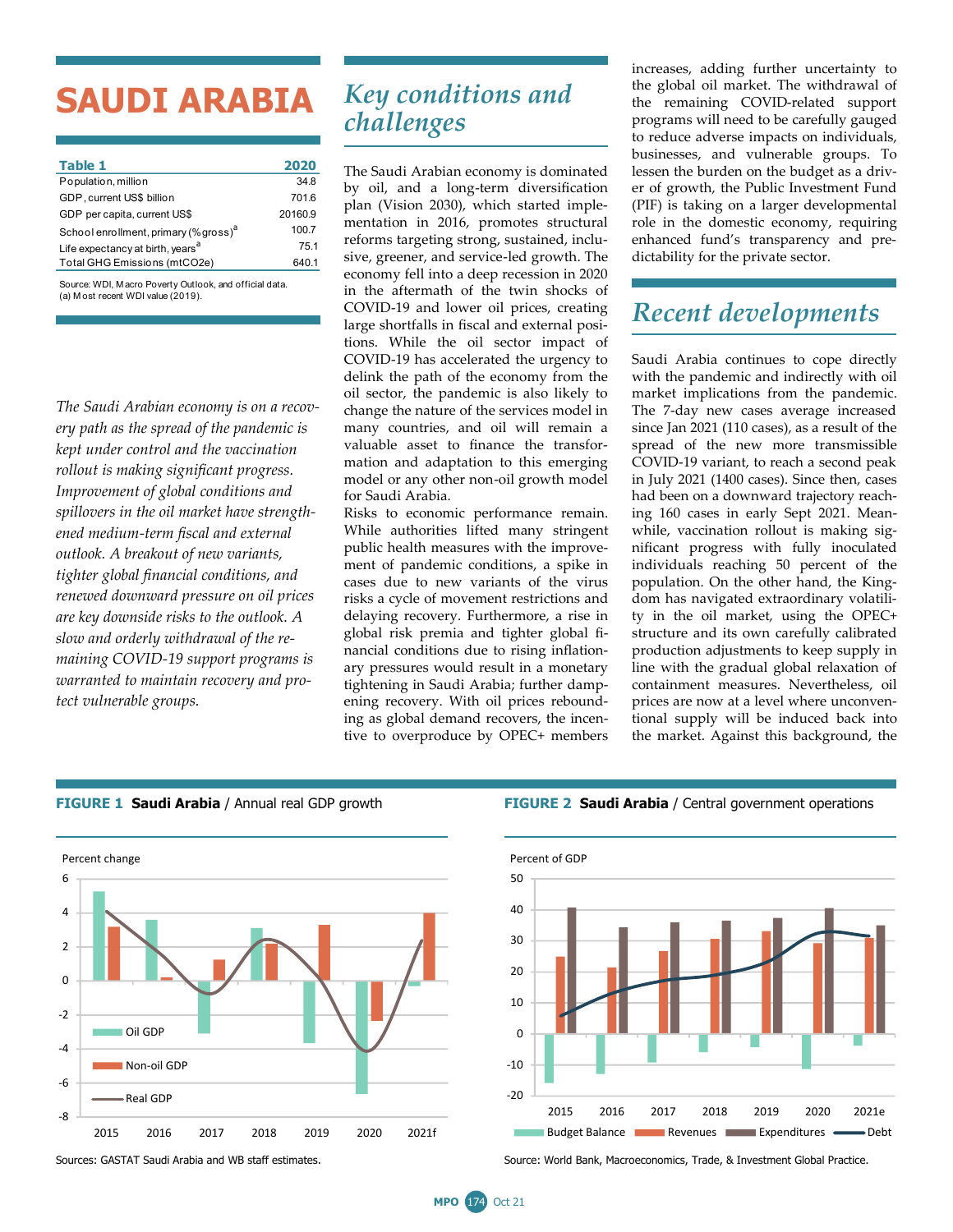# SAUDI ARABIA

| Table 1 | 2020 |
|---|---|
| Population, million | 34.8 |
| GDP, current US$ billion | 701.6 |
| GDP per capita, current US$ | 20160.9 |
| School enrollment, primary (% gross)[a] | 100.7 |
| Life expectancy at birth, years[a] | 75.1 |
| Total GHG Emissions (mtCO2e) | 640.1 |

Source: WDI, Macro Poverty Outlook, and official data.
(a) Most recent WDI value (2019).

*The Saudi Arabian economy is on a recovery path as the spread of the pandemic is kept under control and the vaccination rollout is making significant progress. Improvement of global conditions and spillovers in the oil market have strengthened medium-term fiscal and external outlook. A breakout of new variants, tighter global financial conditions, and renewed downward pressure on oil prices are key downside risks to the outlook. A slow and orderly withdrawal of the remaining COVID-19 support programs is warranted to maintain recovery and protect vulnerable groups.*

## Key conditions and challenges

The Saudi Arabian economy is dominated by oil, and a long-term diversification plan (Vision 2030), which started implementation in 2016, promotes structural reforms targeting strong, sustained, inclusive, greener, and service-led growth. The economy fell into a deep recession in 2020 in the aftermath of the twin shocks of COVID-19 and lower oil prices, creating large shortfalls in fiscal and external positions. While the oil sector impact of COVID-19 has accelerated the urgency to delink the path of the economy from the oil sector, the pandemic is also likely to change the nature of the services model in many countries, and oil will remain a valuable asset to finance the transformation and adaptation to this emerging model or any other non-oil growth model for Saudi Arabia.

Risks to economic performance remain. While authorities lifted many stringent public health measures with the improvement of pandemic conditions, a spike in cases due to new variants of the virus risks a cycle of movement restrictions and delaying recovery. Furthermore, a rise in global risk premia and tighter global financial conditions due to rising inflationary pressures would result in a monetary tightening in Saudi Arabia; further dampening recovery. With oil prices rebounding as global demand recovers, the incentive to overproduce by OPEC+ members increases, adding further uncertainty to the global oil market. The withdrawal of the remaining COVID-related support programs will need to be carefully gauged to reduce adverse impacts on individuals, businesses, and vulnerable groups. To lessen the burden on the budget as a driver of growth, the Public Investment Fund (PIF) is taking on a larger developmental role in the domestic economy, requiring enhanced fund's transparency and predictability for the private sector.

## Recent developments

Saudi Arabia continues to cope directly with the pandemic and indirectly with oil market implications from the pandemic. The 7-day new cases average increased since Jan 2021 (110 cases), as a result of the spread of the new more transmissible COVID-19 variant, to reach a second peak in July 2021 (1400 cases). Since then, cases had been on a downward trajectory reaching 160 cases in early Sept 2021. Meanwhile, vaccination rollout is making significant progress with fully inoculated individuals reaching 50 percent of the population. On the other hand, the Kingdom has navigated extraordinary volatility in the oil market, using the OPEC+ structure and its own carefully calibrated production adjustments to keep supply in line with the gradual global relaxation of containment measures. Nevertheless, oil prices are now at a level where unconventional supply will be induced back into the market. Against this background, the

**FIGURE 1 Saudi Arabia** / Annual real GDP growth

Sources: GASTAT Saudi Arabia and WB staff estimates.

**FIGURE 2 Saudi Arabia** / Central government operations

Source: World Bank, Macroeconomics, Trade, & Investment Global Practice.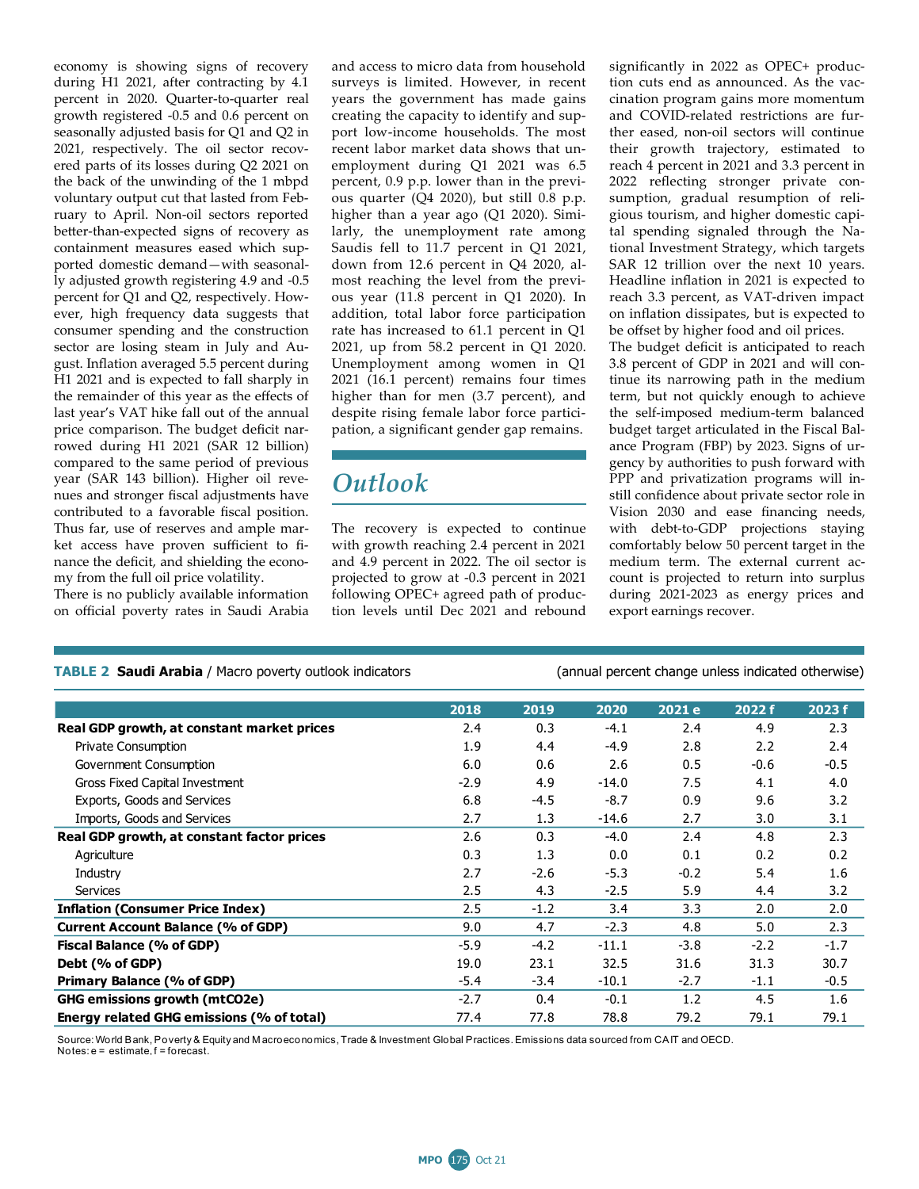economy is showing signs of recovery during H1 2021, after contracting by 4.1 percent in 2020. Quarter-to-quarter real growth registered -0.5 and 0.6 percent on seasonally adjusted basis for Q1 and Q2 in 2021, respectively. The oil sector recovered parts of its losses during Q2 2021 on the back of the unwinding of the 1 mbpd voluntary output cut that lasted from February to April. Non-oil sectors reported better-than-expected signs of recovery as containment measures eased which supported domestic demand—with seasonally adjusted growth registering 4.9 and -0.5 percent for Q1 and Q2, respectively. However, high frequency data suggests that consumer spending and the construction sector are losing steam in July and August. Inflation averaged 5.5 percent during H1 2021 and is expected to fall sharply in the remainder of this year as the effects of last year's VAT hike fall out of the annual price comparison. The budget deficit narrowed during H1 2021 (SAR 12 billion) compared to the same period of previous year (SAR 143 billion). Higher oil revenues and stronger fiscal adjustments have contributed to a favorable fiscal position. Thus far, use of reserves and ample market access have proven sufficient to finance the deficit, and shielding the economy from the full oil price volatility.

There is no publicly available information on official poverty rates in Saudi Arabia and access to micro data from household surveys is limited. However, in recent years the government has made gains creating the capacity to identify and support low-income households. The most recent labor market data shows that unemployment during Q1 2021 was 6.5 percent, 0.9 p.p. lower than in the previous quarter (Q4 2020), but still 0.8 p.p. higher than a year ago (Q1 2020). Similarly, the unemployment rate among Saudis fell to 11.7 percent in Q1 2021, down from 12.6 percent in Q4 2020, almost reaching the level from the previous year (11.8 percent in Q1 2020). In addition, total labor force participation rate has increased to 61.1 percent in Q1 2021, up from 58.2 percent in Q1 2020. Unemployment among women in Q1 2021 (16.1 percent) remains four times higher than for men (3.7 percent), and despite rising female labor force participation, a significant gender gap remains.

## *Outlook*

The recovery is expected to continue with growth reaching 2.4 percent in 2021 and 4.9 percent in 2022. The oil sector is projected to grow at -0.3 percent in 2021 following OPEC+ agreed path of production levels until Dec 2021 and rebound significantly in 2022 as OPEC+ production cuts end as announced. As the vaccination program gains more momentum and COVID-related restrictions are further eased, non-oil sectors will continue their growth trajectory, estimated to reach 4 percent in 2021 and 3.3 percent in 2022 reflecting stronger private consumption, gradual resumption of religious tourism, and higher domestic capital spending signaled through the National Investment Strategy, which targets SAR 12 trillion over the next 10 years. Headline inflation in 2021 is expected to reach 3.3 percent, as VAT-driven impact on inflation dissipates, but is expected to be offset by higher food and oil prices.

The budget deficit is anticipated to reach 3.8 percent of GDP in 2021 and will continue its narrowing path in the medium term, but not quickly enough to achieve the self-imposed medium-term balanced budget target articulated in the Fiscal Balance Program (FBP) by 2023. Signs of urgency by authorities to push forward with PPP and privatization programs will instill confidence about private sector role in Vision 2030 and ease financing needs, with debt-to-GDP projections staying comfortably below 50 percent target in the medium term. The external current account is projected to return into surplus during 2021-2023 as energy prices and export earnings recover.

**TABLE 2 Saudi Arabia** / Macro poverty outlook indicators (annual percent change unless indicated otherwise)

| | 2018 | 2019 | 2020 | 2021 e | 2022 f | 2023 f |
|---|---|---|---|---|---|---|
| **Real GDP growth, at constant market prices** | 2.4 | 0.3 | -4.1 | 2.4 | 4.9 | 2.3 |
| Private Consumption | 1.9 | 4.4 | -4.9 | 2.8 | 2.2 | 2.4 |
| Government Consumption | 6.0 | 0.6 | 2.6 | 0.5 | -0.6 | -0.5 |
| Gross Fixed Capital Investment | -2.9 | 4.9 | -14.0 | 7.5 | 4.1 | 4.0 |
| Exports, Goods and Services | 6.8 | -4.5 | -8.7 | 0.9 | 9.6 | 3.2 |
| Imports, Goods and Services | 2.7 | 1.3 | -14.6 | 2.7 | 3.0 | 3.1 |
| **Real GDP growth, at constant factor prices** | 2.6 | 0.3 | -4.0 | 2.4 | 4.8 | 2.3 |
| Agriculture | 0.3 | 1.3 | 0.0 | 0.1 | 0.2 | 0.2 |
| Industry | 2.7 | -2.6 | -5.3 | -0.2 | 5.4 | 1.6 |
| Services | 2.5 | 4.3 | -2.5 | 5.9 | 4.4 | 3.2 |
| **Inflation (Consumer Price Index)** | 2.5 | -1.2 | 3.4 | 3.3 | 2.0 | 2.0 |
| **Current Account Balance (% of GDP)** | 9.0 | 4.7 | -2.3 | 4.8 | 5.0 | 2.3 |
| **Fiscal Balance (% of GDP)** | -5.9 | -4.2 | -11.1 | -3.8 | -2.2 | -1.7 |
| **Debt (% of GDP)** | 19.0 | 23.1 | 32.5 | 31.6 | 31.3 | 30.7 |
| **Primary Balance (% of GDP)** | -5.4 | -3.4 | -10.1 | -2.7 | -1.1 | -0.5 |
| **GHG emissions growth (mtCO2e)** | -2.7 | 0.4 | -0.1 | 1.2 | 4.5 | 1.6 |
| **Energy related GHG emissions (% of total)** | 77.4 | 77.8 | 78.8 | 79.2 | 79.1 | 79.1 |

Source: World Bank, Poverty & Equity and Macroeconomics, Trade & Investment Global Practices. Emissions data sourced from CAIT and OECD.
Notes: e = estimate, f = forecast.